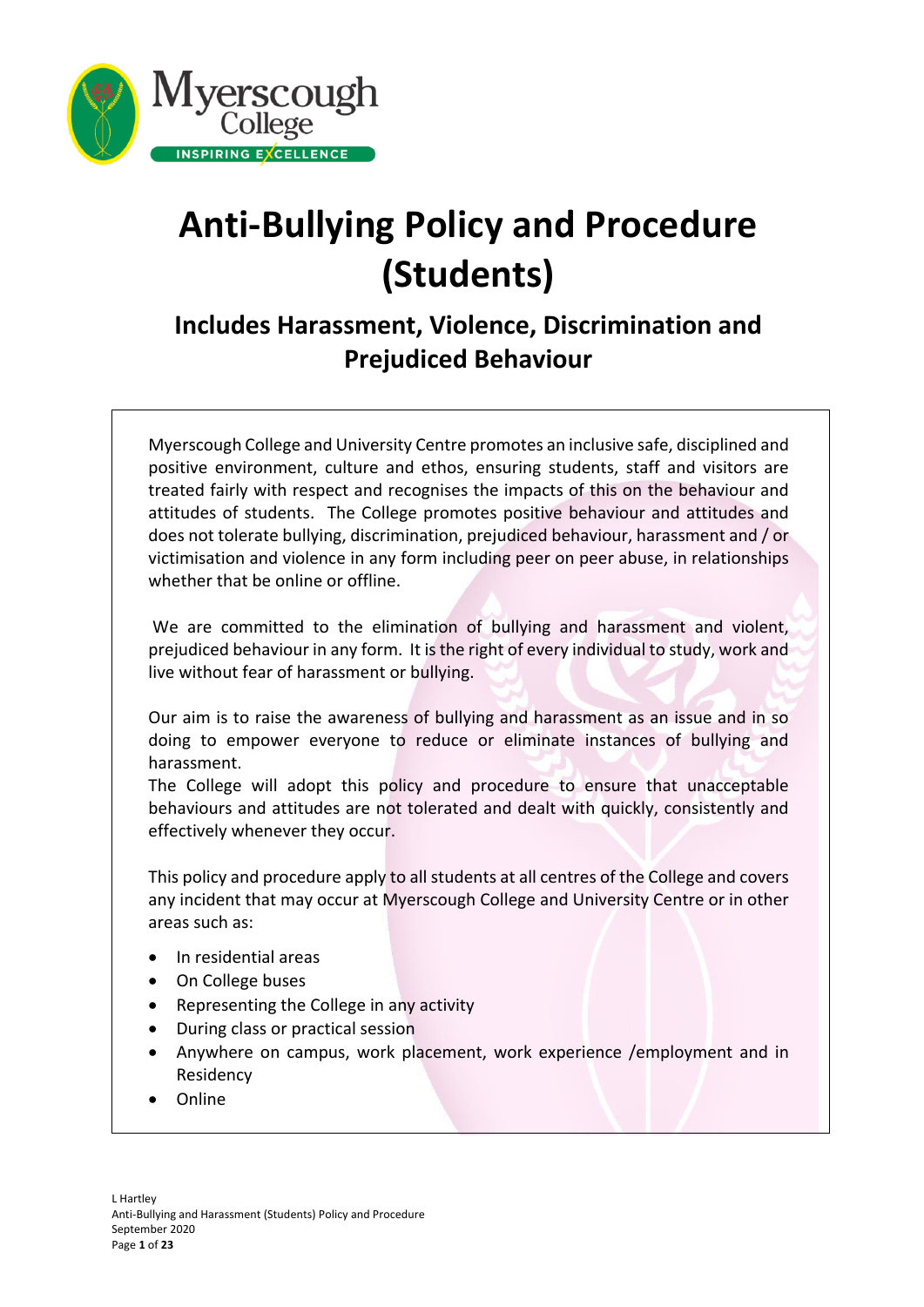# Anti-Bullying Policy and Procedure (Students)

## Includes Harassment, Violence, Discrimination and Prejudiced Behaviour

Myerscough College and University Centre promotes an inclusive safe, disciplined and positive environment, culture and ethos, ensuring students, staff and visitors are treated fairly with respect and recognises the impacts of this on the behaviour and attitudes of students. The College promotes positive behaviour and attitudes and does not tolerate bullying, discrimination, prejudiced behaviour, harassment and / or victimisation and violence in any form including peer on peer abuse, in relationships whether that be online or offline.

We are committed to the elimination of bullying and harassment and violent, prejudiced behaviour in any form. It is the right of every individual to study, work and live without fear of harassment or bullying.

Our aim is to raise the awareness of bullying and harassment as an issue and in so doing to empower everyone to reduce or eliminate instances of bullying and harassment.

The College will adopt this policy and procedure to ensure that unacceptable behaviours and attitudes are not tolerated and dealt with quickly, consistently and effectively whenever they occur.

This policy and procedure apply to all students at all centres of the College and covers any incident that may occur at Myerscough College and University Centre or in other areas such as:

- In residential areas
- On College buses
- Representing the College in any activity
- During class or practical session
- Anywhere on campus, work placement, work experience /employment and in Residency
- Online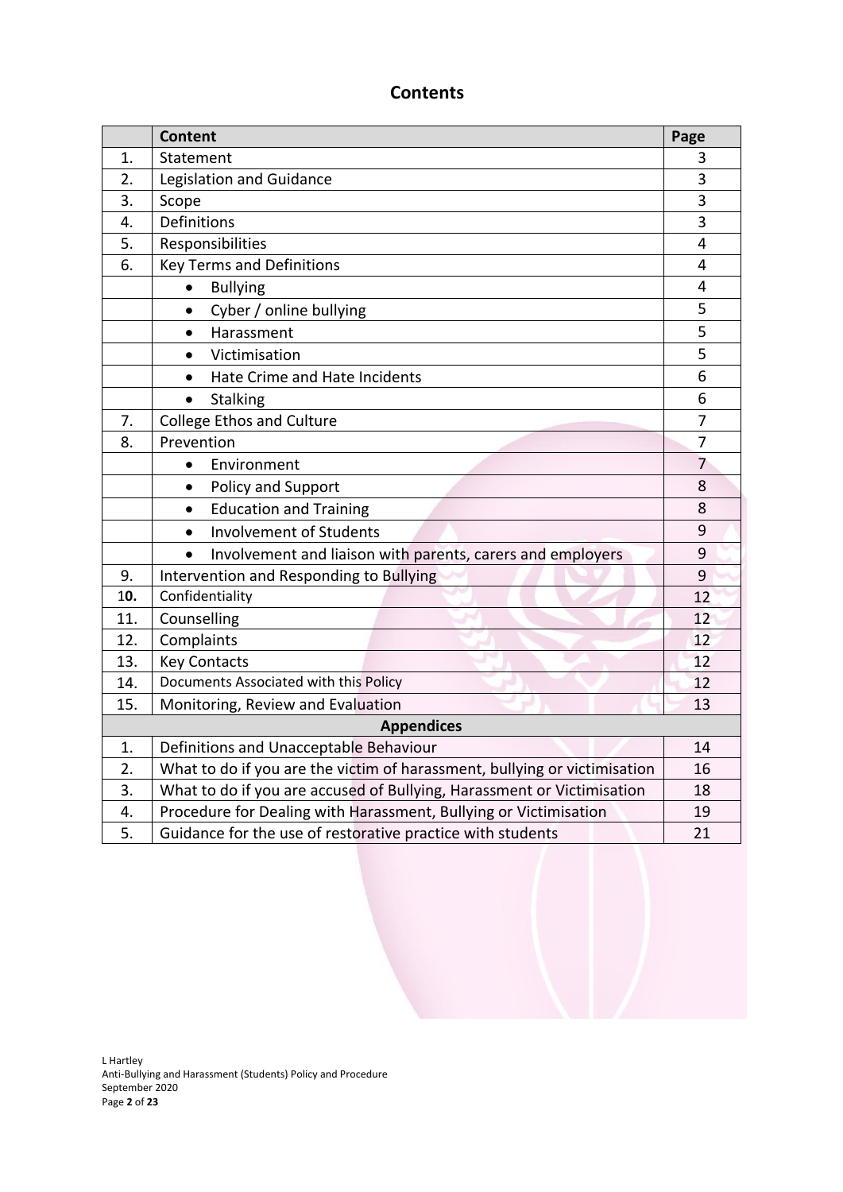# Contents

| | Content | Page |
|---|---|---|
| 1. | Statement | 3 |
| 2. | Legislation and Guidance | 3 |
| 3. | Scope | 3 |
| 4. | Definitions | 3 |
| 5. | Responsibilities | 4 |
| 6. | Key Terms and Definitions | 4 |
| | • Bullying | 4 |
| | • Cyber / online bullying | 5 |
| | • Harassment | 5 |
| | • Victimisation | 5 |
| | • Hate Crime and Hate Incidents | 6 |
| | • Stalking | 6 |
| 7. | College Ethos and Culture | 7 |
| 8. | Prevention | 7 |
| | • Environment | 7 |
| | • Policy and Support | 8 |
| | • Education and Training | 8 |
| | • Involvement of Students | 9 |
| | • Involvement and liaison with parents, carers and employers | 9 |
| 9. | Intervention and Responding to Bullying | 9 |
| 1**0.** | Confidentiality | 12 |
| 11. | Counselling | 12 |
| 12. | Complaints | 12 |
| 13. | Key Contacts | 12 |
| 14. | Documents Associated with this Policy | 12 |
| 15. | Monitoring, Review and Evaluation | 13 |
| **Appendices** | | |
| 1. | Definitions and Unacceptable Behaviour | 14 |
| 2. | What to do if you are the victim of harassment, bullying or victimisation | 16 |
| 3. | What to do if you are accused of Bullying, Harassment or Victimisation | 18 |
| 4. | Procedure for Dealing with Harassment, Bullying or Victimisation | 19 |
| 5. | Guidance for the use of restorative practice with students | 21 |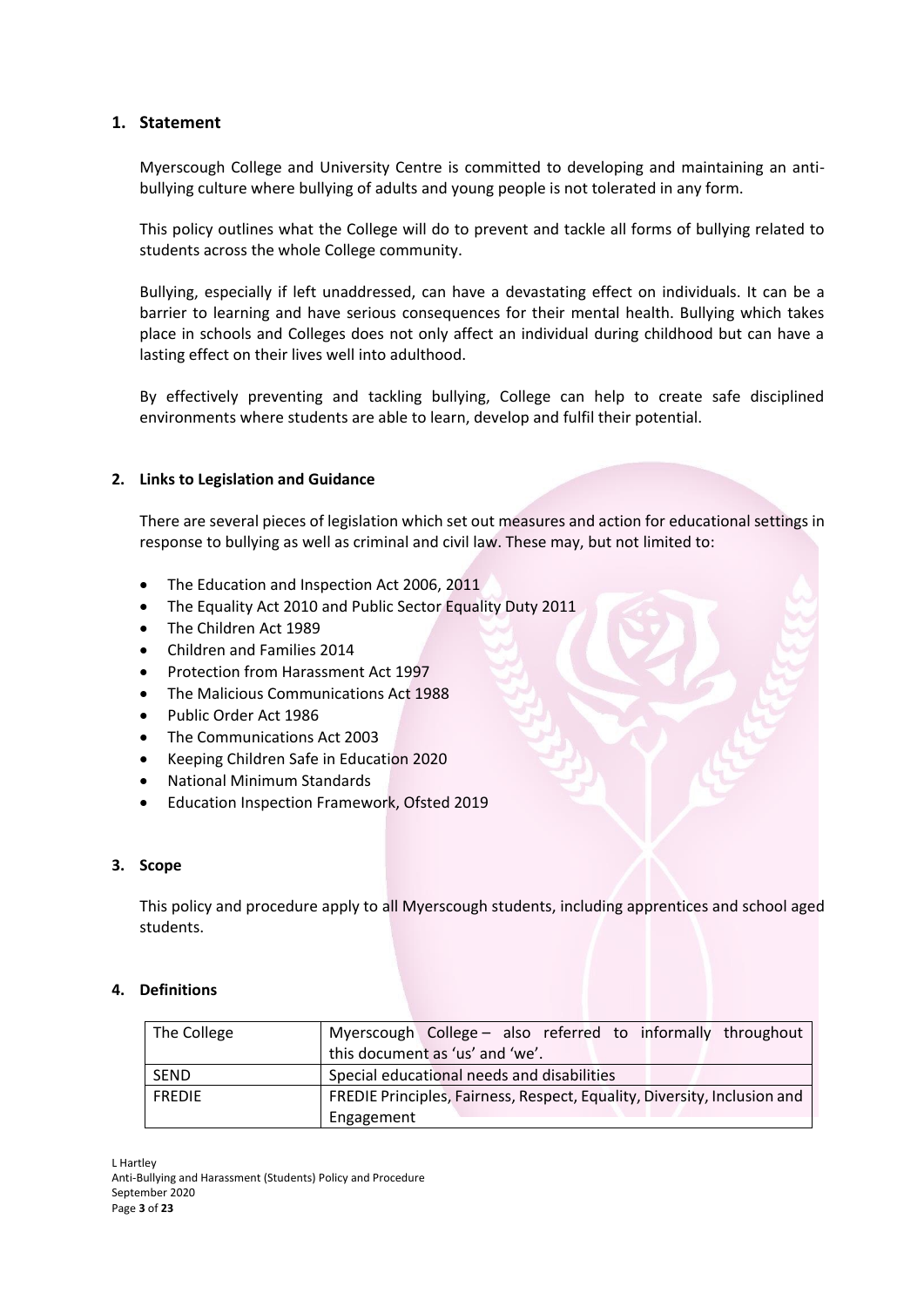## 1. Statement

Myerscough College and University Centre is committed to developing and maintaining an anti-bullying culture where bullying of adults and young people is not tolerated in any form.

This policy outlines what the College will do to prevent and tackle all forms of bullying related to students across the whole College community.

Bullying, especially if left unaddressed, can have a devastating effect on individuals. It can be a barrier to learning and have serious consequences for their mental health. Bullying which takes place in schools and Colleges does not only affect an individual during childhood but can have a lasting effect on their lives well into adulthood.

By effectively preventing and tackling bullying, College can help to create safe disciplined environments where students are able to learn, develop and fulfil their potential.

## 2. Links to Legislation and Guidance

There are several pieces of legislation which set out measures and action for educational settings in response to bullying as well as criminal and civil law. These may, but not limited to:

- The Education and Inspection Act 2006, 2011
- The Equality Act 2010 and Public Sector Equality Duty 2011
- The Children Act 1989
- Children and Families 2014
- Protection from Harassment Act 1997
- The Malicious Communications Act 1988
- Public Order Act 1986
- The Communications Act 2003
- Keeping Children Safe in Education 2020
- National Minimum Standards
- Education Inspection Framework, Ofsted 2019

## 3. Scope

This policy and procedure apply to all Myerscough students, including apprentices and school aged students.

## 4. Definitions

| | |
|---|---|
| The College | Myerscough College – also referred to informally throughout this document as 'us' and 'we'. |
| SEND | Special educational needs and disabilities |
| FREDIE | FREDIE Principles, Fairness, Respect, Equality, Diversity, Inclusion and Engagement |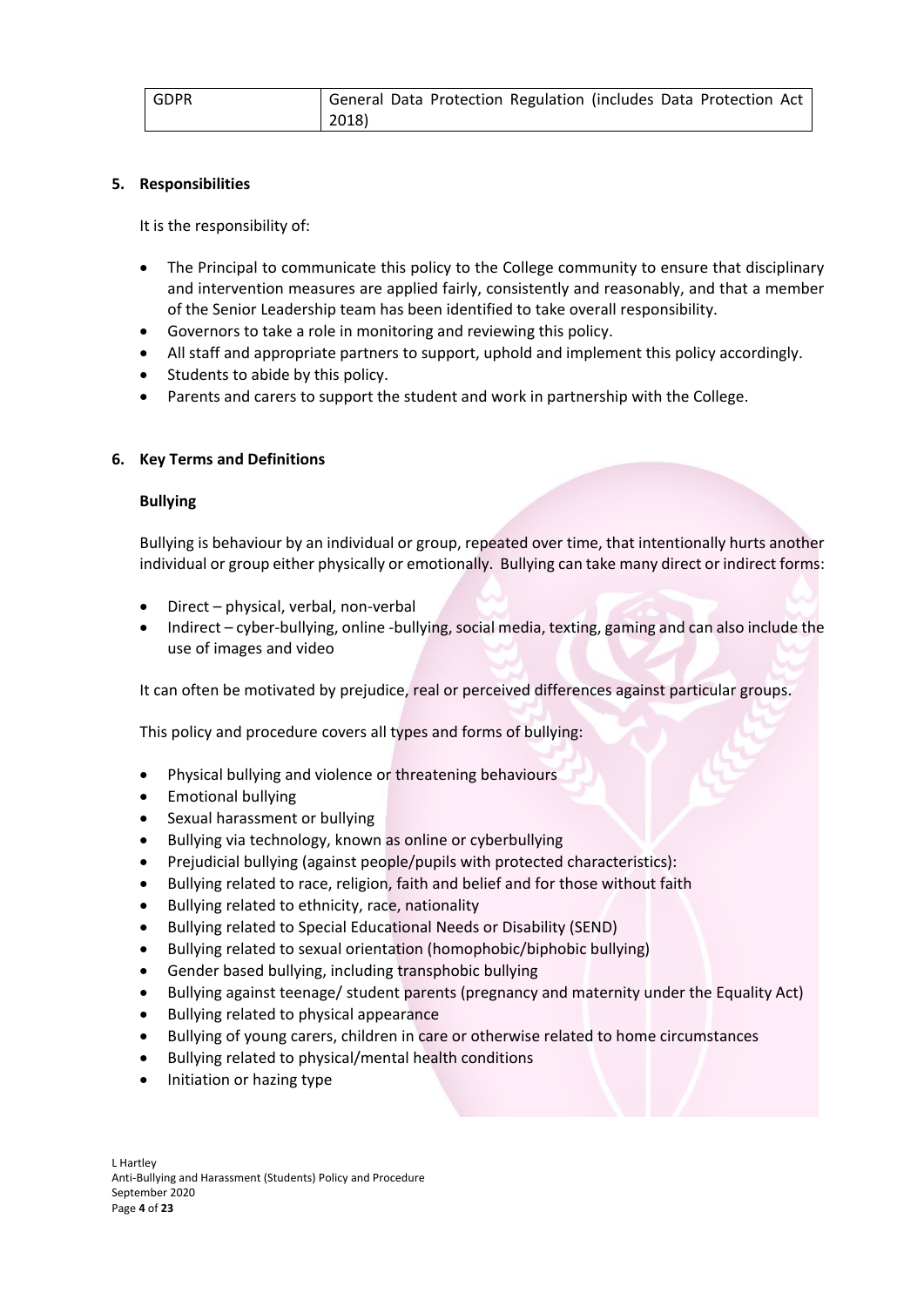| GDPR | General Data Protection Regulation (includes Data Protection Act 2018) |
|---|---|

## 5. Responsibilities

It is the responsibility of:

- The Principal to communicate this policy to the College community to ensure that disciplinary and intervention measures are applied fairly, consistently and reasonably, and that a member of the Senior Leadership team has been identified to take overall responsibility.
- Governors to take a role in monitoring and reviewing this policy.
- All staff and appropriate partners to support, uphold and implement this policy accordingly.
- Students to abide by this policy.
- Parents and carers to support the student and work in partnership with the College.

## 6. Key Terms and Definitions

### Bullying

Bullying is behaviour by an individual or group, repeated over time, that intentionally hurts another individual or group either physically or emotionally. Bullying can take many direct or indirect forms:

- Direct – physical, verbal, non-verbal
- Indirect – cyber-bullying, online -bullying, social media, texting, gaming and can also include the use of images and video

It can often be motivated by prejudice, real or perceived differences against particular groups.

This policy and procedure covers all types and forms of bullying:

- Physical bullying and violence or threatening behaviours
- Emotional bullying
- Sexual harassment or bullying
- Bullying via technology, known as online or cyberbullying
- Prejudicial bullying (against people/pupils with protected characteristics):
- Bullying related to race, religion, faith and belief and for those without faith
- Bullying related to ethnicity, race, nationality
- Bullying related to Special Educational Needs or Disability (SEND)
- Bullying related to sexual orientation (homophobic/biphobic bullying)
- Gender based bullying, including transphobic bullying
- Bullying against teenage/ student parents (pregnancy and maternity under the Equality Act)
- Bullying related to physical appearance
- Bullying of young carers, children in care or otherwise related to home circumstances
- Bullying related to physical/mental health conditions
- Initiation or hazing type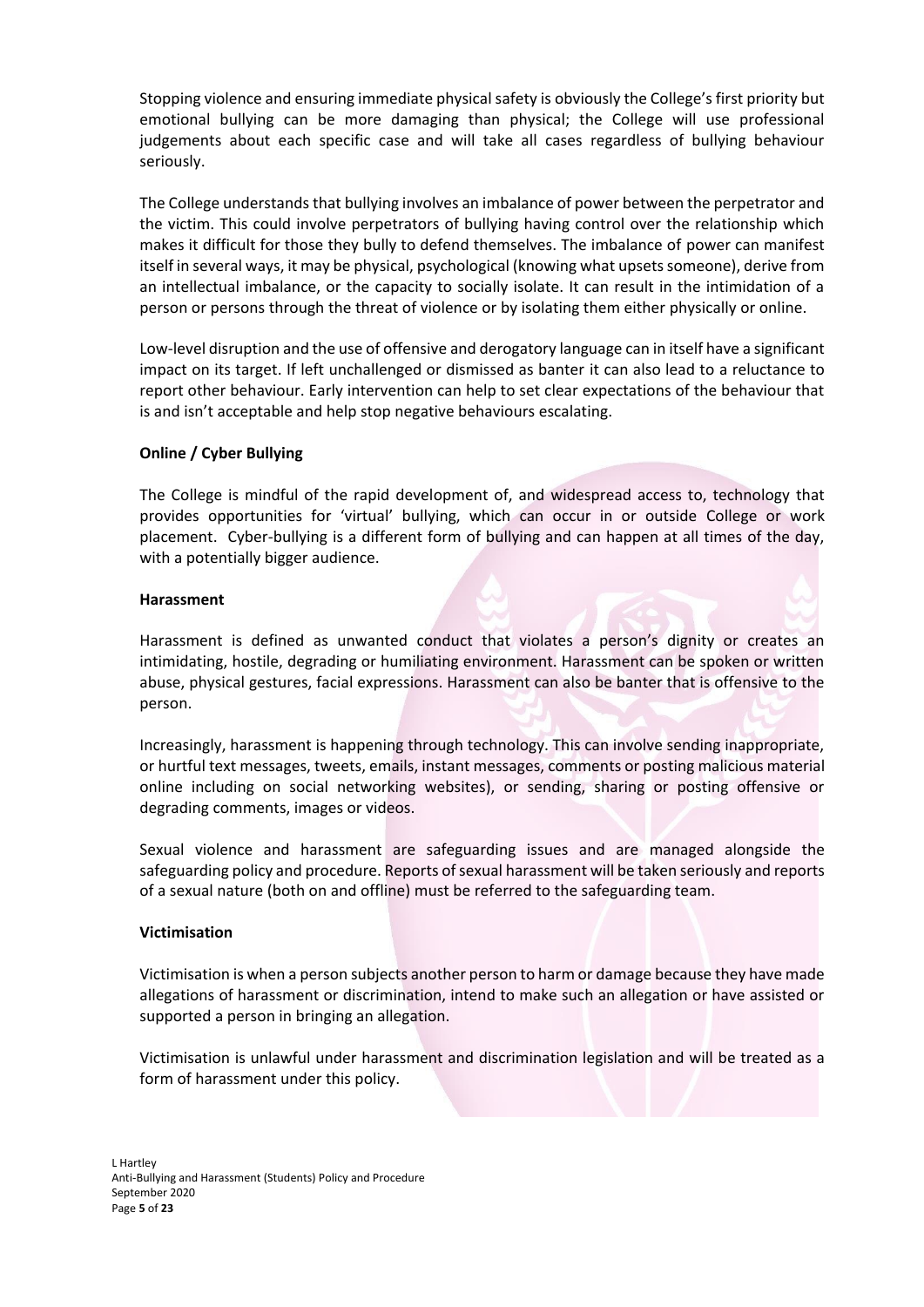Stopping violence and ensuring immediate physical safety is obviously the College's first priority but emotional bullying can be more damaging than physical; the College will use professional judgements about each specific case and will take all cases regardless of bullying behaviour seriously.

The College understands that bullying involves an imbalance of power between the perpetrator and the victim. This could involve perpetrators of bullying having control over the relationship which makes it difficult for those they bully to defend themselves. The imbalance of power can manifest itself in several ways, it may be physical, psychological (knowing what upsets someone), derive from an intellectual imbalance, or the capacity to socially isolate. It can result in the intimidation of a person or persons through the threat of violence or by isolating them either physically or online.

Low-level disruption and the use of offensive and derogatory language can in itself have a significant impact on its target. If left unchallenged or dismissed as banter it can also lead to a reluctance to report other behaviour. Early intervention can help to set clear expectations of the behaviour that is and isn't acceptable and help stop negative behaviours escalating.

**Online / Cyber Bullying**

The College is mindful of the rapid development of, and widespread access to, technology that provides opportunities for 'virtual' bullying, which can occur in or outside College or work placement. Cyber-bullying is a different form of bullying and can happen at all times of the day, with a potentially bigger audience.

**Harassment**

Harassment is defined as unwanted conduct that violates a person's dignity or creates an intimidating, hostile, degrading or humiliating environment. Harassment can be spoken or written abuse, physical gestures, facial expressions. Harassment can also be banter that is offensive to the person.

Increasingly, harassment is happening through technology. This can involve sending inappropriate, or hurtful text messages, tweets, emails, instant messages, comments or posting malicious material online including on social networking websites), or sending, sharing or posting offensive or degrading comments, images or videos.

Sexual violence and harassment are safeguarding issues and are managed alongside the safeguarding policy and procedure. Reports of sexual harassment will be taken seriously and reports of a sexual nature (both on and offline) must be referred to the safeguarding team.

**Victimisation**

Victimisation is when a person subjects another person to harm or damage because they have made allegations of harassment or discrimination, intend to make such an allegation or have assisted or supported a person in bringing an allegation.

Victimisation is unlawful under harassment and discrimination legislation and will be treated as a form of harassment under this policy.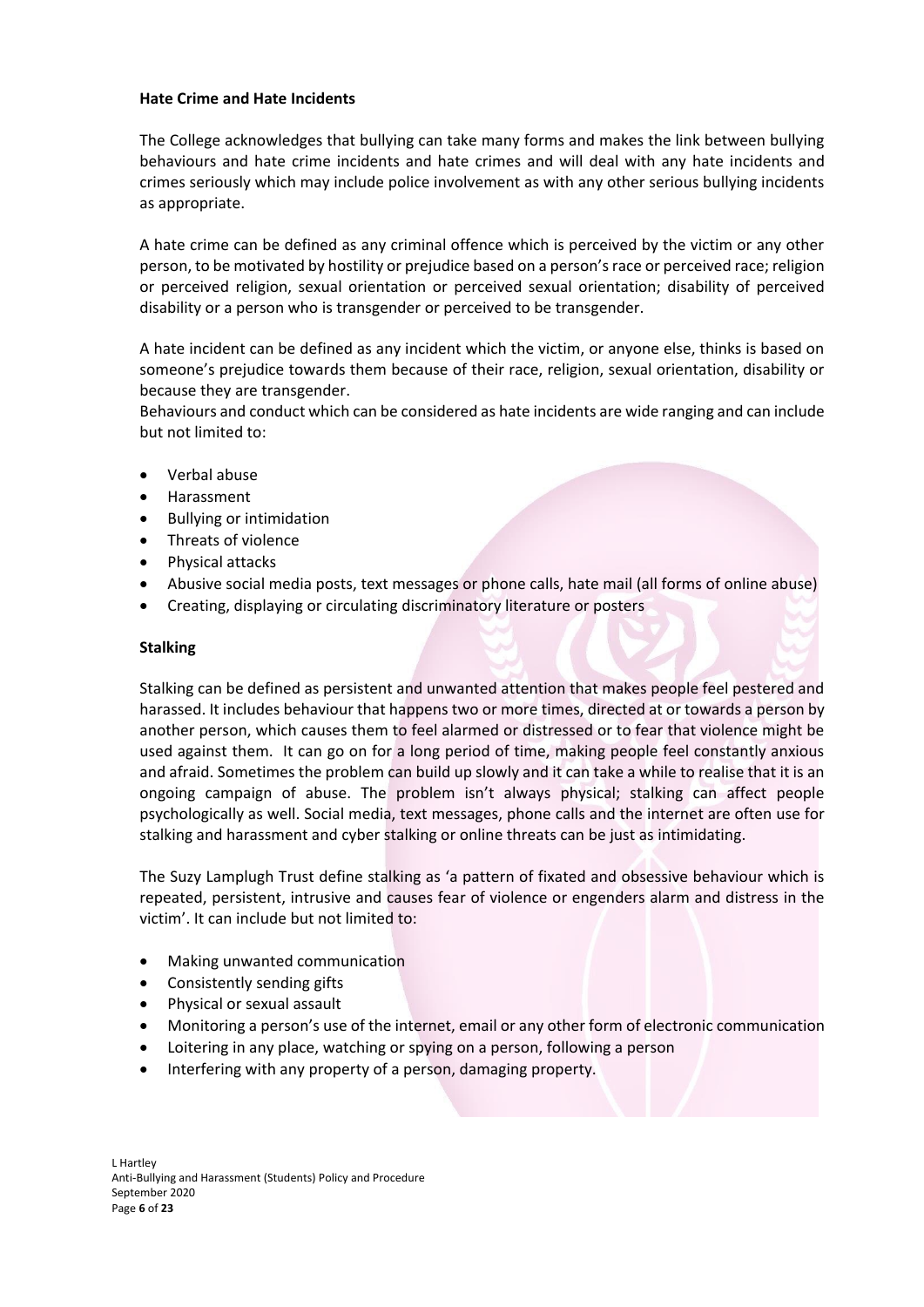**Hate Crime and Hate Incidents**

The College acknowledges that bullying can take many forms and makes the link between bullying behaviours and hate crime incidents and hate crimes and will deal with any hate incidents and crimes seriously which may include police involvement as with any other serious bullying incidents as appropriate.

A hate crime can be defined as any criminal offence which is perceived by the victim or any other person, to be motivated by hostility or prejudice based on a person's race or perceived race; religion or perceived religion, sexual orientation or perceived sexual orientation; disability of perceived disability or a person who is transgender or perceived to be transgender.

A hate incident can be defined as any incident which the victim, or anyone else, thinks is based on someone's prejudice towards them because of their race, religion, sexual orientation, disability or because they are transgender.
Behaviours and conduct which can be considered as hate incidents are wide ranging and can include but not limited to:

- Verbal abuse
- Harassment
- Bullying or intimidation
- Threats of violence
- Physical attacks
- Abusive social media posts, text messages or phone calls, hate mail (all forms of online abuse)
- Creating, displaying or circulating discriminatory literature or posters

**Stalking**

Stalking can be defined as persistent and unwanted attention that makes people feel pestered and harassed. It includes behaviour that happens two or more times, directed at or towards a person by another person, which causes them to feel alarmed or distressed or to fear that violence might be used against them. It can go on for a long period of time, making people feel constantly anxious and afraid. Sometimes the problem can build up slowly and it can take a while to realise that it is an ongoing campaign of abuse. The problem isn't always physical; stalking can affect people psychologically as well. Social media, text messages, phone calls and the internet are often use for stalking and harassment and cyber stalking or online threats can be just as intimidating.

The Suzy Lamplugh Trust define stalking as 'a pattern of fixated and obsessive behaviour which is repeated, persistent, intrusive and causes fear of violence or engenders alarm and distress in the victim'. It can include but not limited to:

- Making unwanted communication
- Consistently sending gifts
- Physical or sexual assault
- Monitoring a person's use of the internet, email or any other form of electronic communication
- Loitering in any place, watching or spying on a person, following a person
- Interfering with any property of a person, damaging property.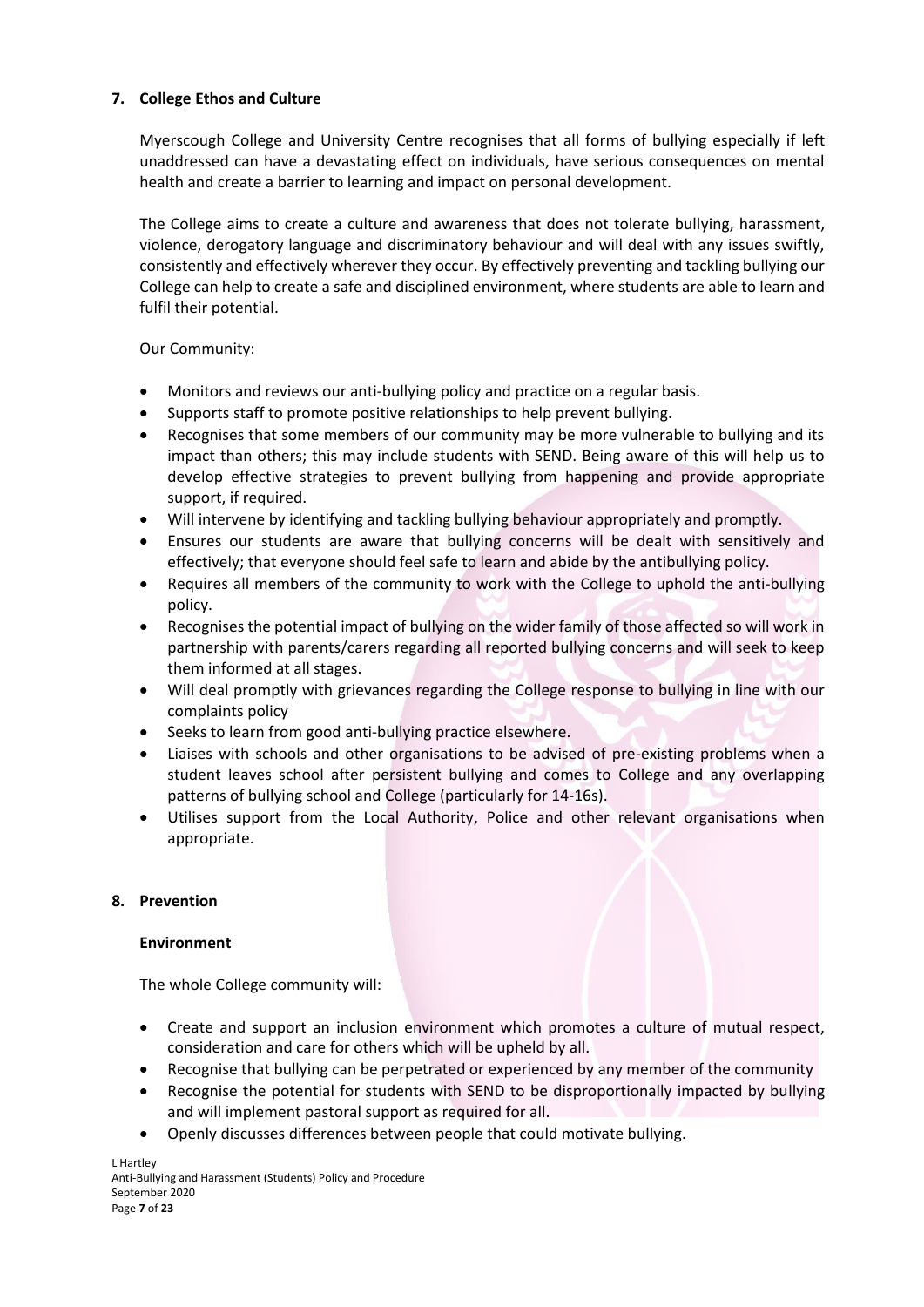## 7. College Ethos and Culture

Myerscough College and University Centre recognises that all forms of bullying especially if left unaddressed can have a devastating effect on individuals, have serious consequences on mental health and create a barrier to learning and impact on personal development.

The College aims to create a culture and awareness that does not tolerate bullying, harassment, violence, derogatory language and discriminatory behaviour and will deal with any issues swiftly, consistently and effectively wherever they occur. By effectively preventing and tackling bullying our College can help to create a safe and disciplined environment, where students are able to learn and fulfil their potential.

Our Community:

- Monitors and reviews our anti-bullying policy and practice on a regular basis.
- Supports staff to promote positive relationships to help prevent bullying.
- Recognises that some members of our community may be more vulnerable to bullying and its impact than others; this may include students with SEND. Being aware of this will help us to develop effective strategies to prevent bullying from happening and provide appropriate support, if required.
- Will intervene by identifying and tackling bullying behaviour appropriately and promptly.
- Ensures our students are aware that bullying concerns will be dealt with sensitively and effectively; that everyone should feel safe to learn and abide by the antibullying policy.
- Requires all members of the community to work with the College to uphold the anti-bullying policy.
- Recognises the potential impact of bullying on the wider family of those affected so will work in partnership with parents/carers regarding all reported bullying concerns and will seek to keep them informed at all stages.
- Will deal promptly with grievances regarding the College response to bullying in line with our complaints policy
- Seeks to learn from good anti-bullying practice elsewhere.
- Liaises with schools and other organisations to be advised of pre-existing problems when a student leaves school after persistent bullying and comes to College and any overlapping patterns of bullying school and College (particularly for 14-16s).
- Utilises support from the Local Authority, Police and other relevant organisations when appropriate.

## 8. Prevention

### Environment

The whole College community will:

- Create and support an inclusion environment which promotes a culture of mutual respect, consideration and care for others which will be upheld by all.
- Recognise that bullying can be perpetrated or experienced by any member of the community
- Recognise the potential for students with SEND to be disproportionally impacted by bullying and will implement pastoral support as required for all.
- Openly discusses differences between people that could motivate bullying.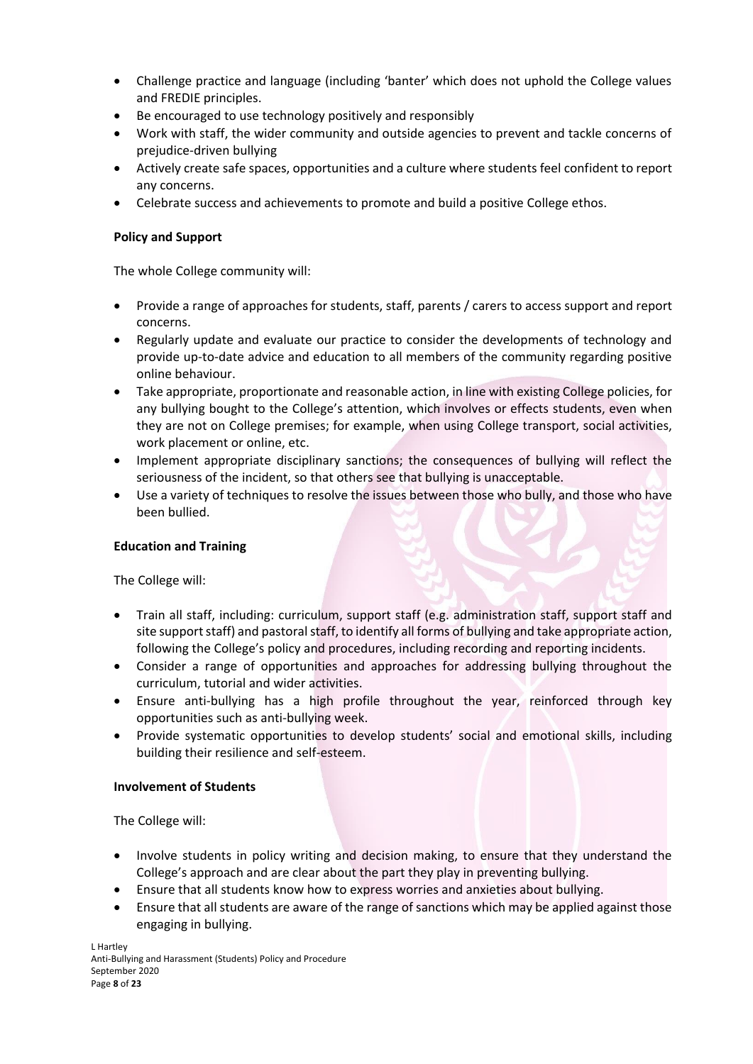- Challenge practice and language (including 'banter' which does not uphold the College values and FREDIE principles.
- Be encouraged to use technology positively and responsibly
- Work with staff, the wider community and outside agencies to prevent and tackle concerns of prejudice-driven bullying
- Actively create safe spaces, opportunities and a culture where students feel confident to report any concerns.
- Celebrate success and achievements to promote and build a positive College ethos.

**Policy and Support**

The whole College community will:

- Provide a range of approaches for students, staff, parents / carers to access support and report concerns.
- Regularly update and evaluate our practice to consider the developments of technology and provide up-to-date advice and education to all members of the community regarding positive online behaviour.
- Take appropriate, proportionate and reasonable action, in line with existing College policies, for any bullying bought to the College's attention, which involves or effects students, even when they are not on College premises; for example, when using College transport, social activities, work placement or online, etc.
- Implement appropriate disciplinary sanctions; the consequences of bullying will reflect the seriousness of the incident, so that others see that bullying is unacceptable.
- Use a variety of techniques to resolve the issues between those who bully, and those who have been bullied.

**Education and Training**

The College will:

- Train all staff, including: curriculum, support staff (e.g. administration staff, support staff and site support staff) and pastoral staff, to identify all forms of bullying and take appropriate action, following the College's policy and procedures, including recording and reporting incidents.
- Consider a range of opportunities and approaches for addressing bullying throughout the curriculum, tutorial and wider activities.
- Ensure anti-bullying has a high profile throughout the year, reinforced through key opportunities such as anti-bullying week.
- Provide systematic opportunities to develop students' social and emotional skills, including building their resilience and self-esteem.

**Involvement of Students**

The College will:

- Involve students in policy writing and decision making, to ensure that they understand the College's approach and are clear about the part they play in preventing bullying.
- Ensure that all students know how to express worries and anxieties about bullying.
- Ensure that all students are aware of the range of sanctions which may be applied against those engaging in bullying.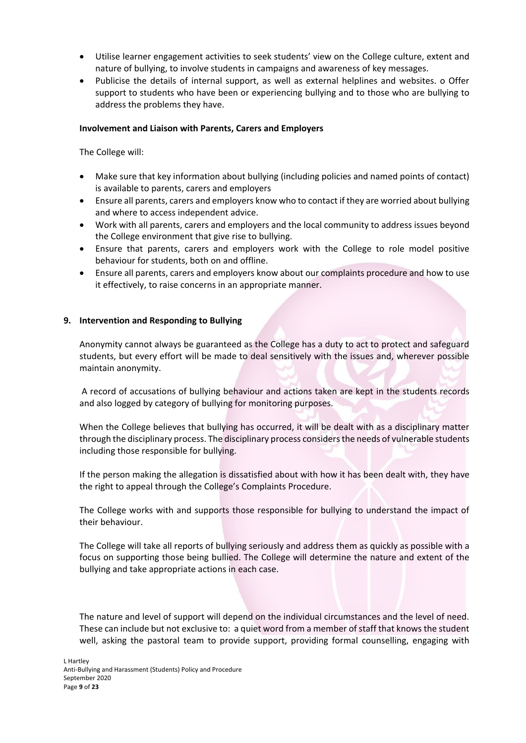- Utilise learner engagement activities to seek students' view on the College culture, extent and nature of bullying, to involve students in campaigns and awareness of key messages.
- Publicise the details of internal support, as well as external helplines and websites. o Offer support to students who have been or experiencing bullying and to those who are bullying to address the problems they have.

**Involvement and Liaison with Parents, Carers and Employers**

The College will:

- Make sure that key information about bullying (including policies and named points of contact) is available to parents, carers and employers
- Ensure all parents, carers and employers know who to contact if they are worried about bullying and where to access independent advice.
- Work with all parents, carers and employers and the local community to address issues beyond the College environment that give rise to bullying.
- Ensure that parents, carers and employers work with the College to role model positive behaviour for students, both on and offline.
- Ensure all parents, carers and employers know about our complaints procedure and how to use it effectively, to raise concerns in an appropriate manner.

## 9. Intervention and Responding to Bullying

Anonymity cannot always be guaranteed as the College has a duty to act to protect and safeguard students, but every effort will be made to deal sensitively with the issues and, wherever possible maintain anonymity.

A record of accusations of bullying behaviour and actions taken are kept in the students records and also logged by category of bullying for monitoring purposes.

When the College believes that bullying has occurred, it will be dealt with as a disciplinary matter through the disciplinary process. The disciplinary process considers the needs of vulnerable students including those responsible for bullying.

If the person making the allegation is dissatisfied about with how it has been dealt with, they have the right to appeal through the College's Complaints Procedure.

The College works with and supports those responsible for bullying to understand the impact of their behaviour.

The College will take all reports of bullying seriously and address them as quickly as possible with a focus on supporting those being bullied. The College will determine the nature and extent of the bullying and take appropriate actions in each case.

The nature and level of support will depend on the individual circumstances and the level of need. These can include but not exclusive to: a quiet word from a member of staff that knows the student well, asking the pastoral team to provide support, providing formal counselling, engaging with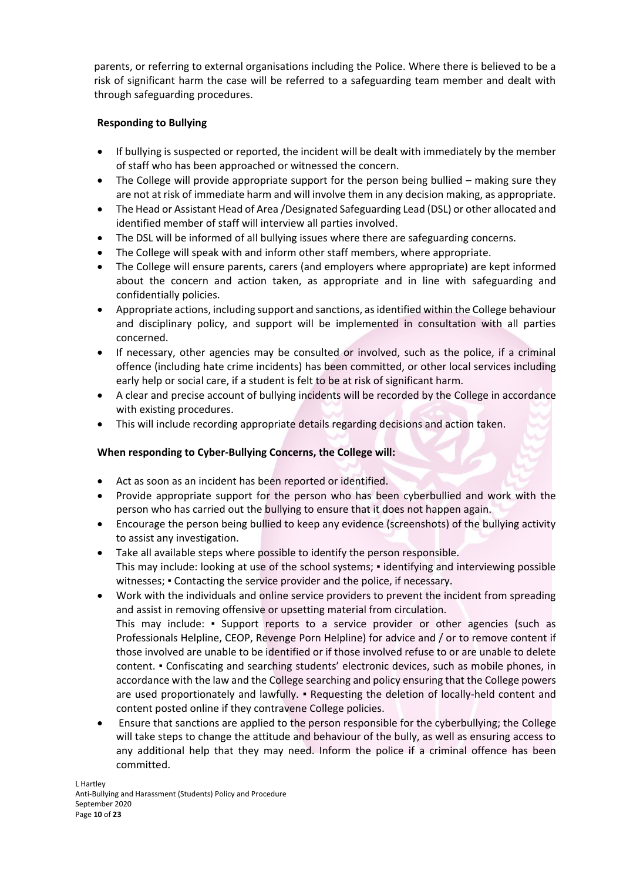parents, or referring to external organisations including the Police. Where there is believed to be a risk of significant harm the case will be referred to a safeguarding team member and dealt with through safeguarding procedures.

**Responding to Bullying**

- If bullying is suspected or reported, the incident will be dealt with immediately by the member of staff who has been approached or witnessed the concern.
- The College will provide appropriate support for the person being bullied – making sure they are not at risk of immediate harm and will involve them in any decision making, as appropriate.
- The Head or Assistant Head of Area /Designated Safeguarding Lead (DSL) or other allocated and identified member of staff will interview all parties involved.
- The DSL will be informed of all bullying issues where there are safeguarding concerns.
- The College will speak with and inform other staff members, where appropriate.
- The College will ensure parents, carers (and employers where appropriate) are kept informed about the concern and action taken, as appropriate and in line with safeguarding and confidentially policies.
- Appropriate actions, including support and sanctions, as identified within the College behaviour and disciplinary policy, and support will be implemented in consultation with all parties concerned.
- If necessary, other agencies may be consulted or involved, such as the police, if a criminal offence (including hate crime incidents) has been committed, or other local services including early help or social care, if a student is felt to be at risk of significant harm.
- A clear and precise account of bullying incidents will be recorded by the College in accordance with existing procedures.
- This will include recording appropriate details regarding decisions and action taken.

**When responding to Cyber-Bullying Concerns, the College will:**

- Act as soon as an incident has been reported or identified.
- Provide appropriate support for the person who has been cyberbullied and work with the person who has carried out the bullying to ensure that it does not happen again.
- Encourage the person being bullied to keep any evidence (screenshots) of the bullying activity to assist any investigation.
- Take all available steps where possible to identify the person responsible.
  This may include: looking at use of the school systems; ▪ identifying and interviewing possible witnesses; ▪ Contacting the service provider and the police, if necessary.
- Work with the individuals and online service providers to prevent the incident from spreading and assist in removing offensive or upsetting material from circulation.
  This may include: ▪ Support reports to a service provider or other agencies (such as Professionals Helpline, CEOP, Revenge Porn Helpline) for advice and / or to remove content if those involved are unable to be identified or if those involved refuse to or are unable to delete content. ▪ Confiscating and searching students' electronic devices, such as mobile phones, in accordance with the law and the College searching and policy ensuring that the College powers are used proportionately and lawfully. ▪ Requesting the deletion of locally-held content and content posted online if they contravene College policies.
- Ensure that sanctions are applied to the person responsible for the cyberbullying; the College will take steps to change the attitude and behaviour of the bully, as well as ensuring access to any additional help that they may need. Inform the police if a criminal offence has been committed.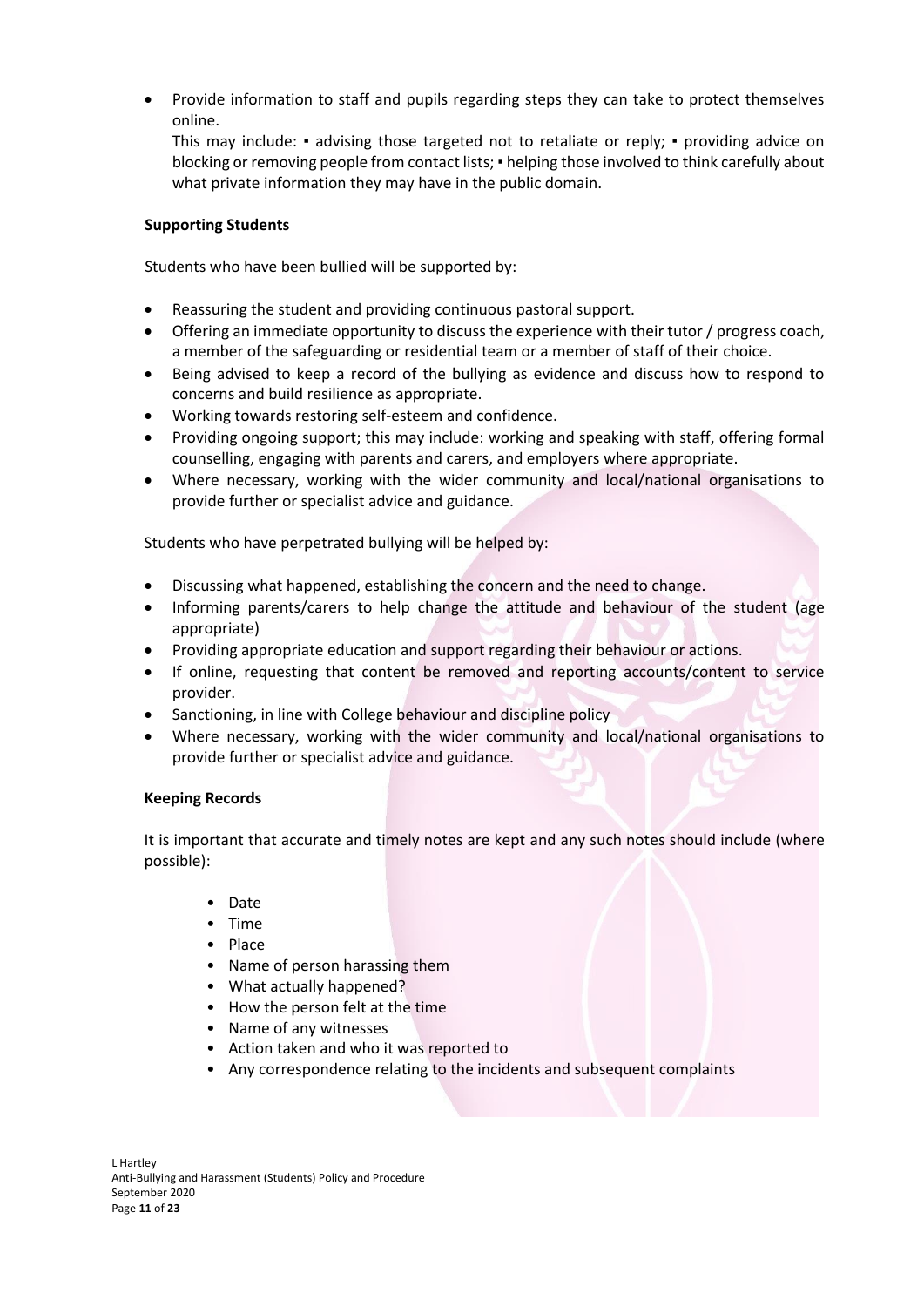- Provide information to staff and pupils regarding steps they can take to protect themselves online.

  This may include: ▪ advising those targeted not to retaliate or reply; ▪ providing advice on blocking or removing people from contact lists; ▪ helping those involved to think carefully about what private information they may have in the public domain.

**Supporting Students**

Students who have been bullied will be supported by:

- Reassuring the student and providing continuous pastoral support.
- Offering an immediate opportunity to discuss the experience with their tutor / progress coach, a member of the safeguarding or residential team or a member of staff of their choice.
- Being advised to keep a record of the bullying as evidence and discuss how to respond to concerns and build resilience as appropriate.
- Working towards restoring self-esteem and confidence.
- Providing ongoing support; this may include: working and speaking with staff, offering formal counselling, engaging with parents and carers, and employers where appropriate.
- Where necessary, working with the wider community and local/national organisations to provide further or specialist advice and guidance.

Students who have perpetrated bullying will be helped by:

- Discussing what happened, establishing the concern and the need to change.
- Informing parents/carers to help change the attitude and behaviour of the student (age appropriate)
- Providing appropriate education and support regarding their behaviour or actions.
- If online, requesting that content be removed and reporting accounts/content to service provider.
- Sanctioning, in line with College behaviour and discipline policy
- Where necessary, working with the wider community and local/national organisations to provide further or specialist advice and guidance.

**Keeping Records**

It is important that accurate and timely notes are kept and any such notes should include (where possible):

- Date
- Time
- Place
- Name of person harassing them
- What actually happened?
- How the person felt at the time
- Name of any witnesses
- Action taken and who it was reported to
- Any correspondence relating to the incidents and subsequent complaints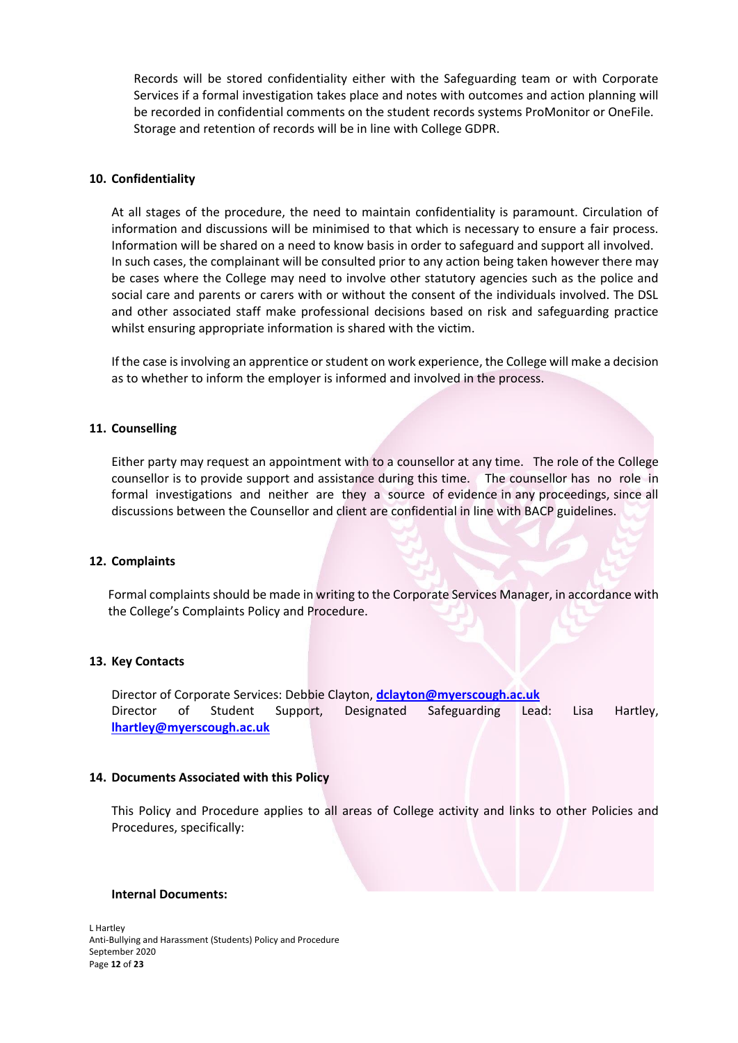Records will be stored confidentiality either with the Safeguarding team or with Corporate Services if a formal investigation takes place and notes with outcomes and action planning will be recorded in confidential comments on the student records systems ProMonitor or OneFile. Storage and retention of records will be in line with College GDPR.

## 10. Confidentiality

At all stages of the procedure, the need to maintain confidentiality is paramount. Circulation of information and discussions will be minimised to that which is necessary to ensure a fair process. Information will be shared on a need to know basis in order to safeguard and support all involved. In such cases, the complainant will be consulted prior to any action being taken however there may be cases where the College may need to involve other statutory agencies such as the police and social care and parents or carers with or without the consent of the individuals involved. The DSL and other associated staff make professional decisions based on risk and safeguarding practice whilst ensuring appropriate information is shared with the victim.

If the case is involving an apprentice or student on work experience, the College will make a decision as to whether to inform the employer is informed and involved in the process.

## 11. Counselling

Either party may request an appointment with to a counsellor at any time. The role of the College counsellor is to provide support and assistance during this time. The counsellor has no role in formal investigations and neither are they a source of evidence in any proceedings, since all discussions between the Counsellor and client are confidential in line with BACP guidelines.

## 12. Complaints

Formal complaints should be made in writing to the Corporate Services Manager, in accordance with the College's Complaints Policy and Procedure.

## 13. Key Contacts

Director of Corporate Services: Debbie Clayton, **dclayton@myerscough.ac.uk**
Director of Student Support, Designated Safeguarding Lead: Lisa Hartley, **lhartley@myerscough.ac.uk**

## 14. Documents Associated with this Policy

This Policy and Procedure applies to all areas of College activity and links to other Policies and Procedures, specifically:

**Internal Documents:**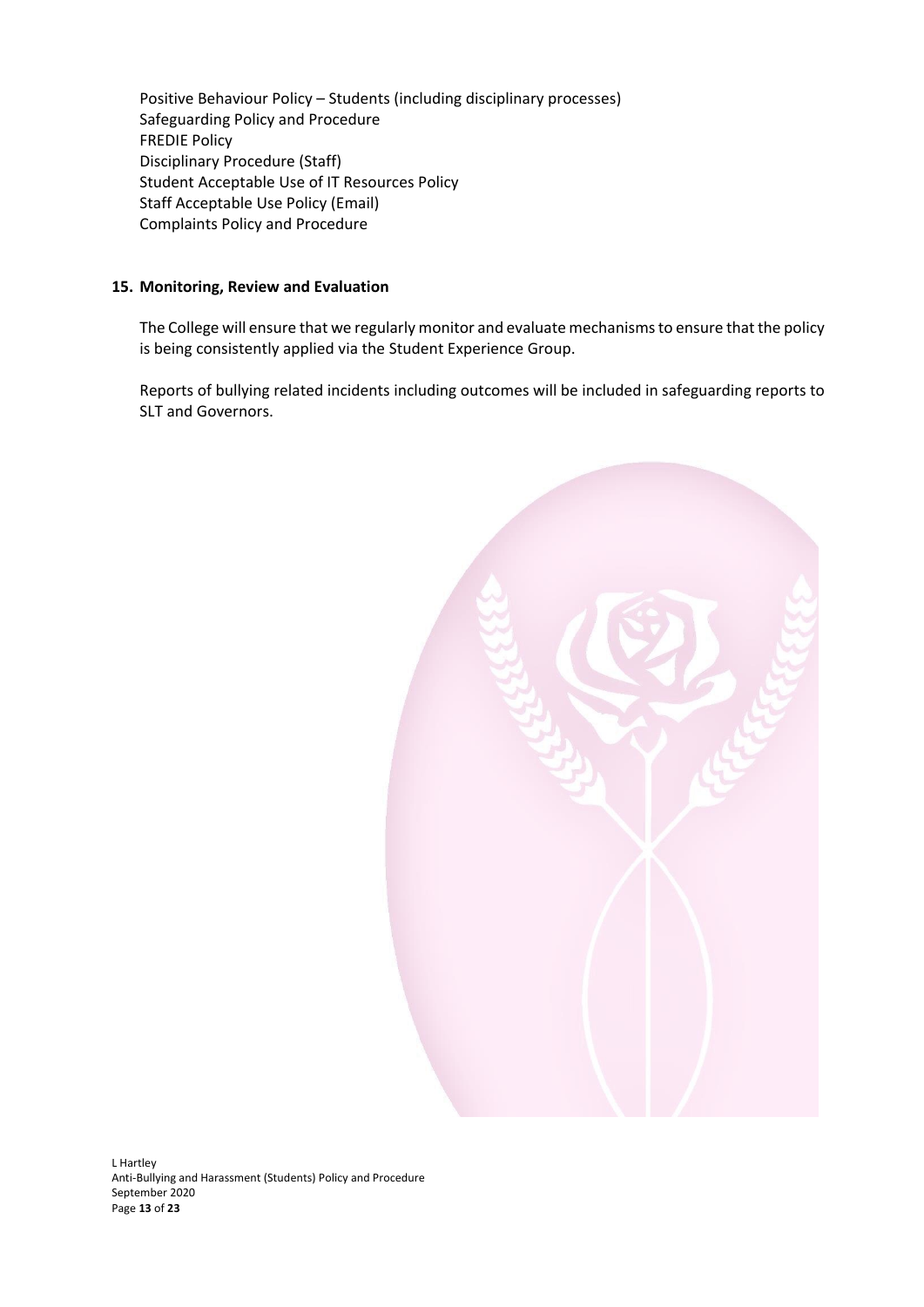Positive Behaviour Policy – Students (including disciplinary processes)
Safeguarding Policy and Procedure
FREDIE Policy
Disciplinary Procedure (Staff)
Student Acceptable Use of IT Resources Policy
Staff Acceptable Use Policy (Email)
Complaints Policy and Procedure

## 15. Monitoring, Review and Evaluation

The College will ensure that we regularly monitor and evaluate mechanisms to ensure that the policy is being consistently applied via the Student Experience Group.

Reports of bullying related incidents including outcomes will be included in safeguarding reports to SLT and Governors.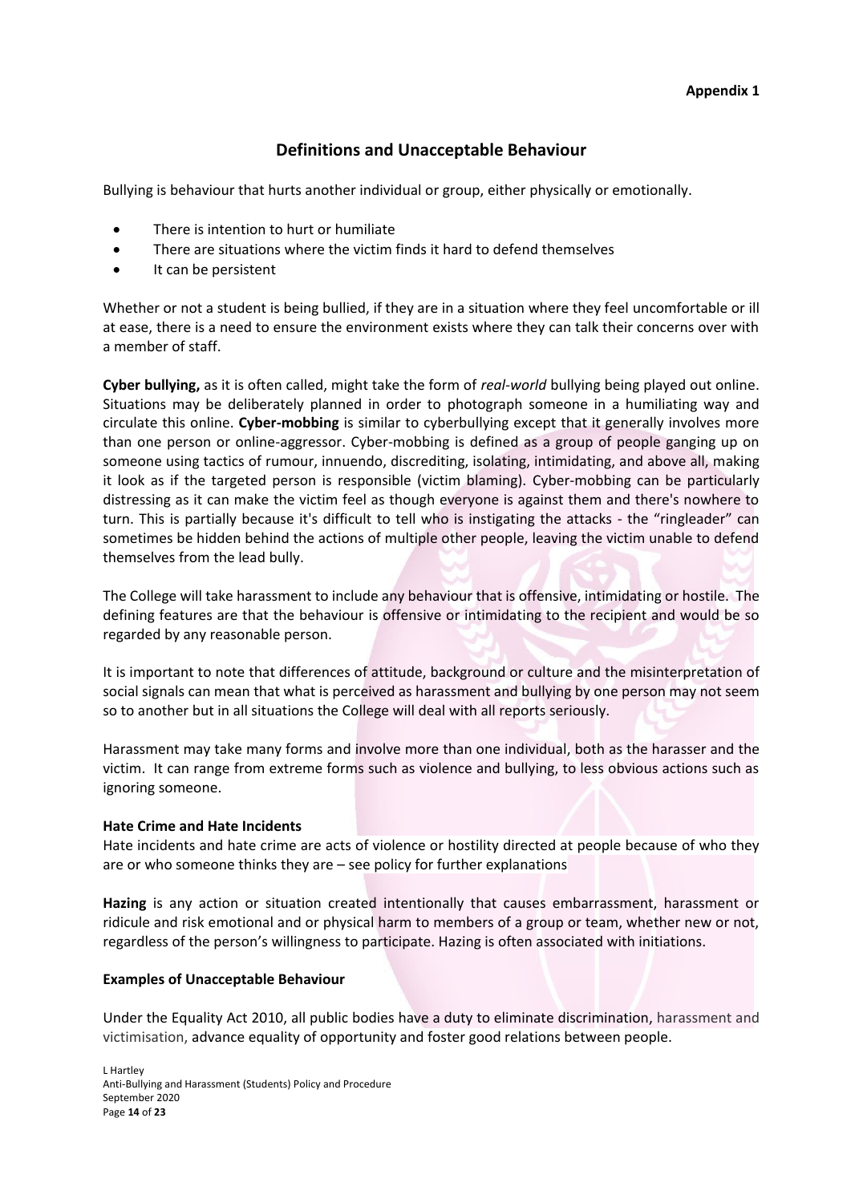**Appendix 1**

## Definitions and Unacceptable Behaviour

Bullying is behaviour that hurts another individual or group, either physically or emotionally.

- There is intention to hurt or humiliate
- There are situations where the victim finds it hard to defend themselves
- It can be persistent

Whether or not a student is being bullied, if they are in a situation where they feel uncomfortable or ill at ease, there is a need to ensure the environment exists where they can talk their concerns over with a member of staff.

**Cyber bullying,** as it is often called, might take the form of *real-world* bullying being played out online. Situations may be deliberately planned in order to photograph someone in a humiliating way and circulate this online. **Cyber-mobbing** is similar to cyberbullying except that it generally involves more than one person or online-aggressor. Cyber-mobbing is defined as a group of people ganging up on someone using tactics of rumour, innuendo, discrediting, isolating, intimidating, and above all, making it look as if the targeted person is responsible (victim blaming). Cyber-mobbing can be particularly distressing as it can make the victim feel as though everyone is against them and there's nowhere to turn. This is partially because it's difficult to tell who is instigating the attacks - the "ringleader" can sometimes be hidden behind the actions of multiple other people, leaving the victim unable to defend themselves from the lead bully.

The College will take harassment to include any behaviour that is offensive, intimidating or hostile. The defining features are that the behaviour is offensive or intimidating to the recipient and would be so regarded by any reasonable person.

It is important to note that differences of attitude, background or culture and the misinterpretation of social signals can mean that what is perceived as harassment and bullying by one person may not seem so to another but in all situations the College will deal with all reports seriously.

Harassment may take many forms and involve more than one individual, both as the harasser and the victim. It can range from extreme forms such as violence and bullying, to less obvious actions such as ignoring someone.

**Hate Crime and Hate Incidents**
Hate incidents and hate crime are acts of violence or hostility directed at people because of who they are or who someone thinks they are – see policy for further explanations

**Hazing** is any action or situation created intentionally that causes embarrassment, harassment or ridicule and risk emotional and or physical harm to members of a group or team, whether new or not, regardless of the person's willingness to participate. Hazing is often associated with initiations.

**Examples of Unacceptable Behaviour**

Under the Equality Act 2010, all public bodies have a duty to eliminate discrimination, harassment and victimisation, advance equality of opportunity and foster good relations between people.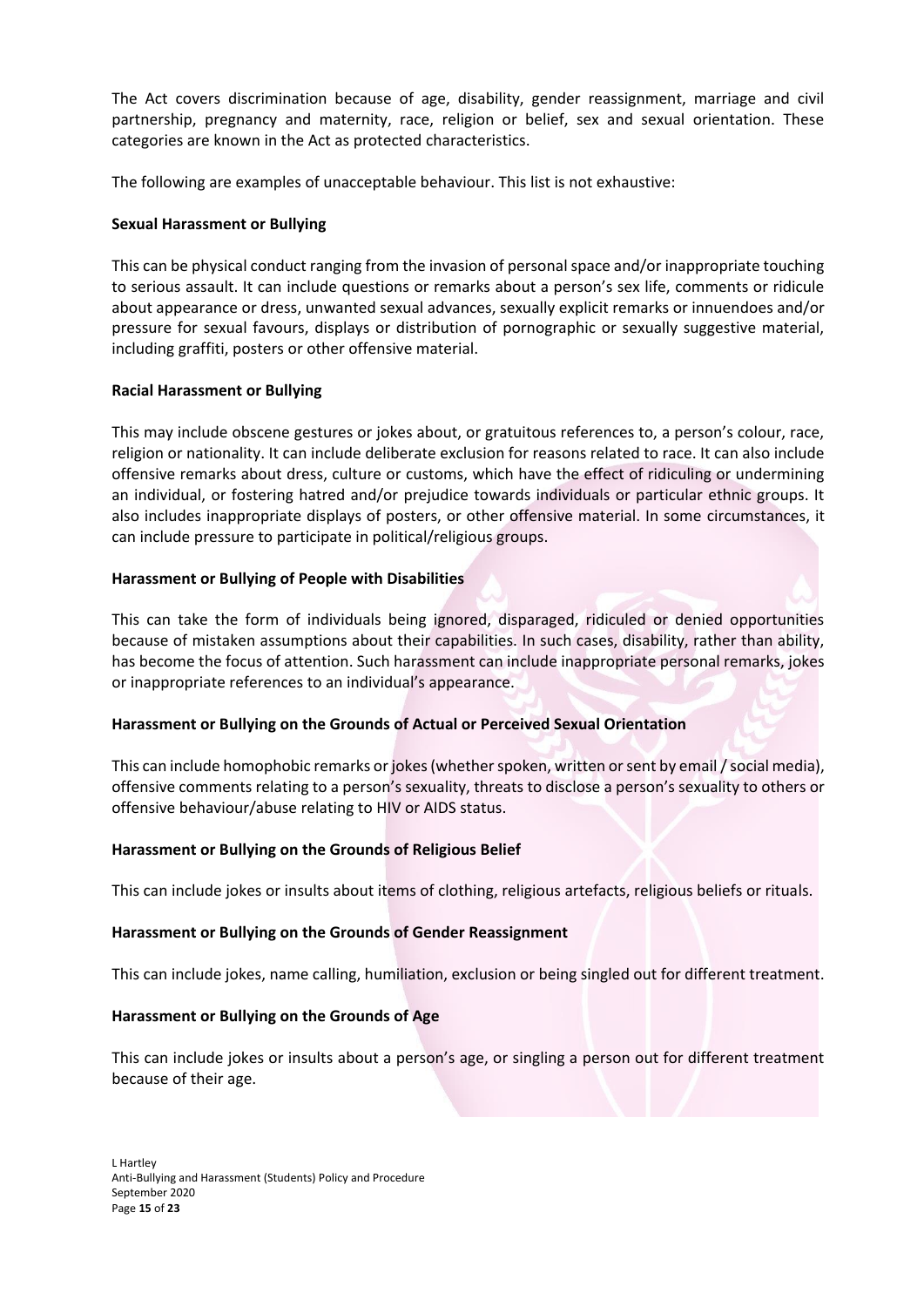The Act covers discrimination because of age, disability, gender reassignment, marriage and civil partnership, pregnancy and maternity, race, religion or belief, sex and sexual orientation. These categories are known in the Act as protected characteristics.

The following are examples of unacceptable behaviour. This list is not exhaustive:

**Sexual Harassment or Bullying**

This can be physical conduct ranging from the invasion of personal space and/or inappropriate touching to serious assault. It can include questions or remarks about a person's sex life, comments or ridicule about appearance or dress, unwanted sexual advances, sexually explicit remarks or innuendoes and/or pressure for sexual favours, displays or distribution of pornographic or sexually suggestive material, including graffiti, posters or other offensive material.

**Racial Harassment or Bullying**

This may include obscene gestures or jokes about, or gratuitous references to, a person's colour, race, religion or nationality. It can include deliberate exclusion for reasons related to race. It can also include offensive remarks about dress, culture or customs, which have the effect of ridiculing or undermining an individual, or fostering hatred and/or prejudice towards individuals or particular ethnic groups. It also includes inappropriate displays of posters, or other offensive material. In some circumstances, it can include pressure to participate in political/religious groups.

**Harassment or Bullying of People with Disabilities**

This can take the form of individuals being ignored, disparaged, ridiculed or denied opportunities because of mistaken assumptions about their capabilities. In such cases, disability, rather than ability, has become the focus of attention. Such harassment can include inappropriate personal remarks, jokes or inappropriate references to an individual's appearance.

**Harassment or Bullying on the Grounds of Actual or Perceived Sexual Orientation**

This can include homophobic remarks or jokes (whether spoken, written or sent by email / social media), offensive comments relating to a person's sexuality, threats to disclose a person's sexuality to others or offensive behaviour/abuse relating to HIV or AIDS status.

**Harassment or Bullying on the Grounds of Religious Belief**

This can include jokes or insults about items of clothing, religious artefacts, religious beliefs or rituals.

**Harassment or Bullying on the Grounds of Gender Reassignment**

This can include jokes, name calling, humiliation, exclusion or being singled out for different treatment.

**Harassment or Bullying on the Grounds of Age**

This can include jokes or insults about a person's age, or singling a person out for different treatment because of their age.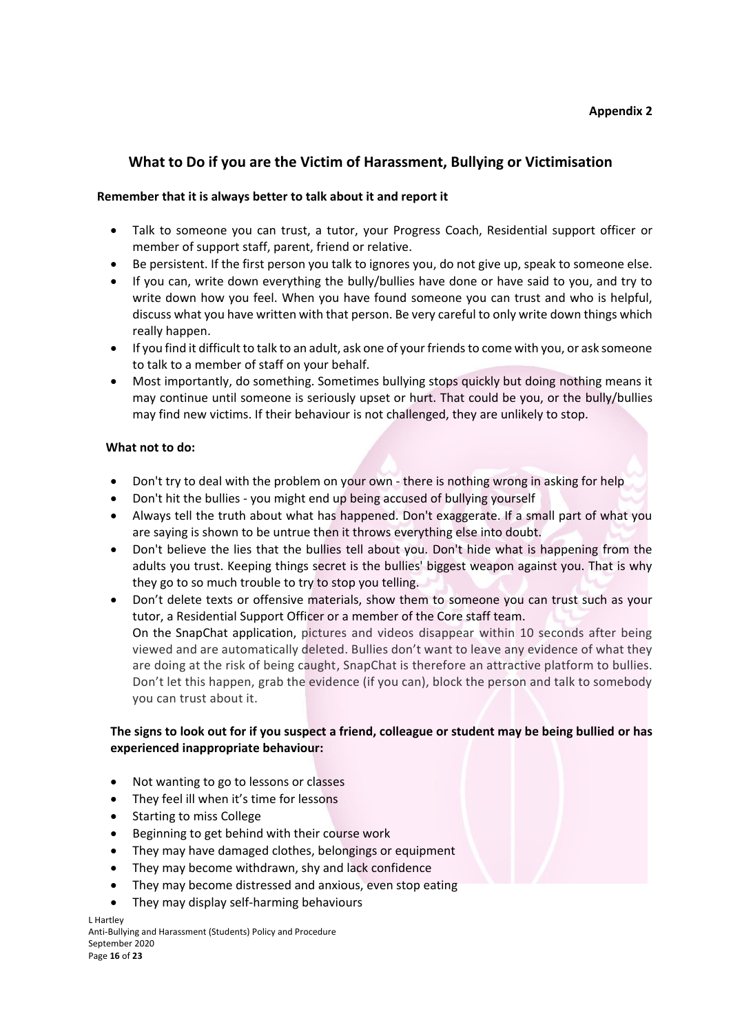**Appendix 2**

## What to Do if you are the Victim of Harassment, Bullying or Victimisation

**Remember that it is always better to talk about it and report it**

- Talk to someone you can trust, a tutor, your Progress Coach, Residential support officer or member of support staff, parent, friend or relative.
- Be persistent. If the first person you talk to ignores you, do not give up, speak to someone else.
- If you can, write down everything the bully/bullies have done or have said to you, and try to write down how you feel. When you have found someone you can trust and who is helpful, discuss what you have written with that person. Be very careful to only write down things which really happen.
- If you find it difficult to talk to an adult, ask one of your friends to come with you, or ask someone to talk to a member of staff on your behalf.
- Most importantly, do something. Sometimes bullying stops quickly but doing nothing means it may continue until someone is seriously upset or hurt. That could be you, or the bully/bullies may find new victims. If their behaviour is not challenged, they are unlikely to stop.

**What not to do:**

- Don't try to deal with the problem on your own - there is nothing wrong in asking for help
- Don't hit the bullies - you might end up being accused of bullying yourself
- Always tell the truth about what has happened. Don't exaggerate. If a small part of what you are saying is shown to be untrue then it throws everything else into doubt.
- Don't believe the lies that the bullies tell about you. Don't hide what is happening from the adults you trust. Keeping things secret is the bullies' biggest weapon against you. That is why they go to so much trouble to try to stop you telling.
- Don't delete texts or offensive materials, show them to someone you can trust such as your tutor, a Residential Support Officer or a member of the Core staff team.
  On the SnapChat application, pictures and videos disappear within 10 seconds after being viewed and are automatically deleted. Bullies don't want to leave any evidence of what they are doing at the risk of being caught, SnapChat is therefore an attractive platform to bullies. Don't let this happen, grab the evidence (if you can), block the person and talk to somebody you can trust about it.

**The signs to look out for if you suspect a friend, colleague or student may be being bullied or has experienced inappropriate behaviour:**

- Not wanting to go to lessons or classes
- They feel ill when it's time for lessons
- Starting to miss College
- Beginning to get behind with their course work
- They may have damaged clothes, belongings or equipment
- They may become withdrawn, shy and lack confidence
- They may become distressed and anxious, even stop eating
- They may display self-harming behaviours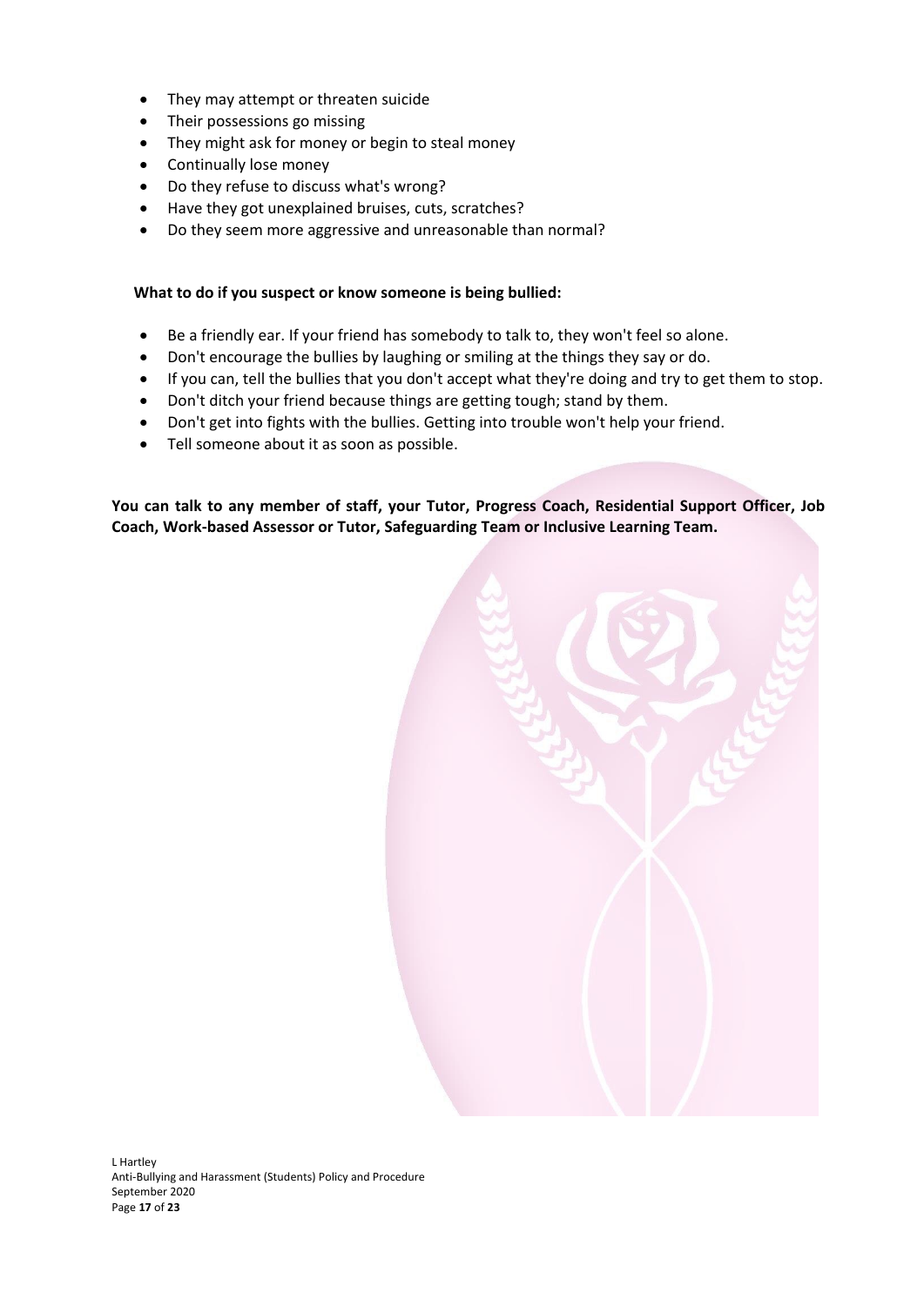- They may attempt or threaten suicide
- Their possessions go missing
- They might ask for money or begin to steal money
- Continually lose money
- Do they refuse to discuss what's wrong?
- Have they got unexplained bruises, cuts, scratches?
- Do they seem more aggressive and unreasonable than normal?

**What to do if you suspect or know someone is being bullied:**

- Be a friendly ear. If your friend has somebody to talk to, they won't feel so alone.
- Don't encourage the bullies by laughing or smiling at the things they say or do.
- If you can, tell the bullies that you don't accept what they're doing and try to get them to stop.
- Don't ditch your friend because things are getting tough; stand by them.
- Don't get into fights with the bullies. Getting into trouble won't help your friend.
- Tell someone about it as soon as possible.

**You can talk to any member of staff, your Tutor, Progress Coach, Residential Support Officer, Job Coach, Work-based Assessor or Tutor, Safeguarding Team or Inclusive Learning Team.**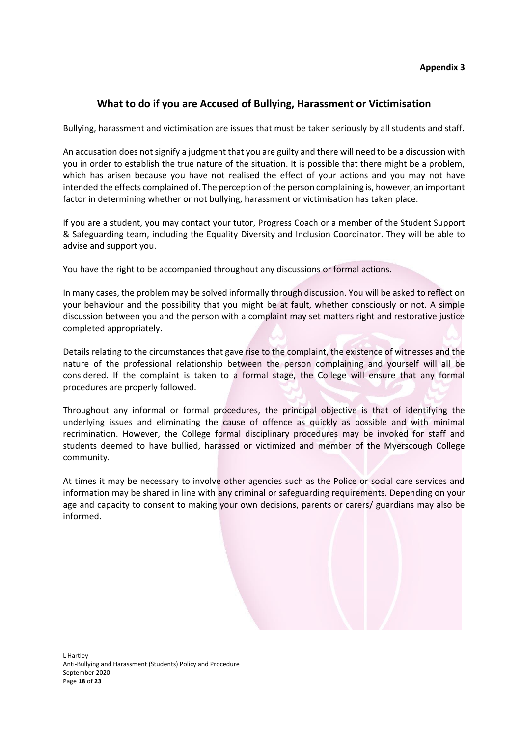**Appendix 3**

## What to do if you are Accused of Bullying, Harassment or Victimisation

Bullying, harassment and victimisation are issues that must be taken seriously by all students and staff.

An accusation does not signify a judgment that you are guilty and there will need to be a discussion with you in order to establish the true nature of the situation. It is possible that there might be a problem, which has arisen because you have not realised the effect of your actions and you may not have intended the effects complained of. The perception of the person complaining is, however, an important factor in determining whether or not bullying, harassment or victimisation has taken place.

If you are a student, you may contact your tutor, Progress Coach or a member of the Student Support & Safeguarding team, including the Equality Diversity and Inclusion Coordinator. They will be able to advise and support you.

You have the right to be accompanied throughout any discussions or formal actions.

In many cases, the problem may be solved informally through discussion. You will be asked to reflect on your behaviour and the possibility that you might be at fault, whether consciously or not. A simple discussion between you and the person with a complaint may set matters right and restorative justice completed appropriately.

Details relating to the circumstances that gave rise to the complaint, the existence of witnesses and the nature of the professional relationship between the person complaining and yourself will all be considered. If the complaint is taken to a formal stage, the College will ensure that any formal procedures are properly followed.

Throughout any informal or formal procedures, the principal objective is that of identifying the underlying issues and eliminating the cause of offence as quickly as possible and with minimal recrimination. However, the College formal disciplinary procedures may be invoked for staff and students deemed to have bullied, harassed or victimized and member of the Myerscough College community.

At times it may be necessary to involve other agencies such as the Police or social care services and information may be shared in line with any criminal or safeguarding requirements. Depending on your age and capacity to consent to making your own decisions, parents or carers/ guardians may also be informed.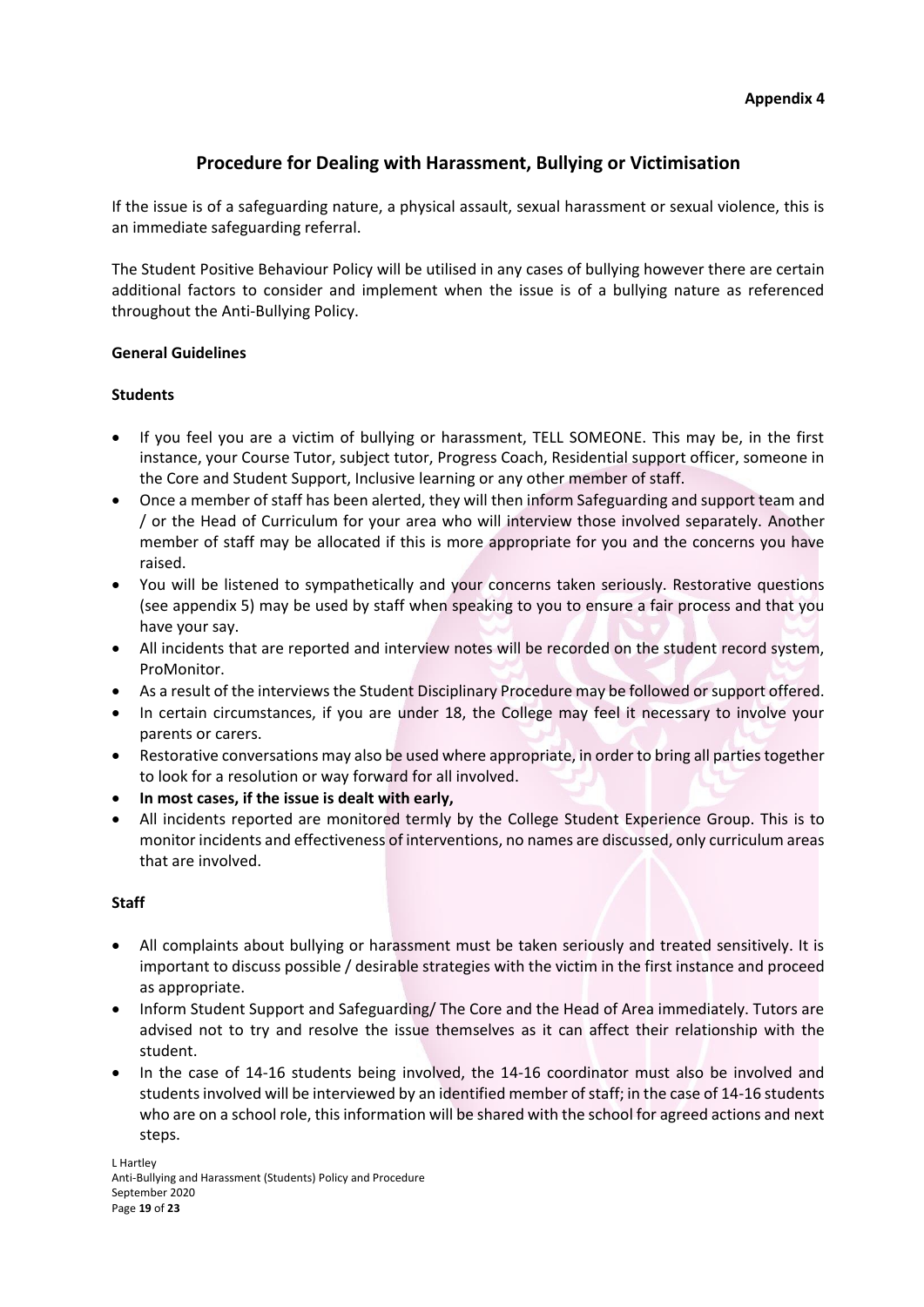**Appendix 4**

## Procedure for Dealing with Harassment, Bullying or Victimisation

If the issue is of a safeguarding nature, a physical assault, sexual harassment or sexual violence, this is an immediate safeguarding referral.

The Student Positive Behaviour Policy will be utilised in any cases of bullying however there are certain additional factors to consider and implement when the issue is of a bullying nature as referenced throughout the Anti-Bullying Policy.

**General Guidelines**

**Students**

- If you feel you are a victim of bullying or harassment, TELL SOMEONE. This may be, in the first instance, your Course Tutor, subject tutor, Progress Coach, Residential support officer, someone in the Core and Student Support, Inclusive learning or any other member of staff.
- Once a member of staff has been alerted, they will then inform Safeguarding and support team and / or the Head of Curriculum for your area who will interview those involved separately. Another member of staff may be allocated if this is more appropriate for you and the concerns you have raised.
- You will be listened to sympathetically and your concerns taken seriously. Restorative questions (see appendix 5) may be used by staff when speaking to you to ensure a fair process and that you have your say.
- All incidents that are reported and interview notes will be recorded on the student record system, ProMonitor.
- As a result of the interviews the Student Disciplinary Procedure may be followed or support offered.
- In certain circumstances, if you are under 18, the College may feel it necessary to involve your parents or carers.
- Restorative conversations may also be used where appropriate, in order to bring all parties together to look for a resolution or way forward for all involved.
- **In most cases, if the issue is dealt with early,**
- All incidents reported are monitored termly by the College Student Experience Group. This is to monitor incidents and effectiveness of interventions, no names are discussed, only curriculum areas that are involved.

**Staff**

- All complaints about bullying or harassment must be taken seriously and treated sensitively. It is important to discuss possible / desirable strategies with the victim in the first instance and proceed as appropriate.
- Inform Student Support and Safeguarding/ The Core and the Head of Area immediately. Tutors are advised not to try and resolve the issue themselves as it can affect their relationship with the student.
- In the case of 14-16 students being involved, the 14-16 coordinator must also be involved and students involved will be interviewed by an identified member of staff; in the case of 14-16 students who are on a school role, this information will be shared with the school for agreed actions and next steps.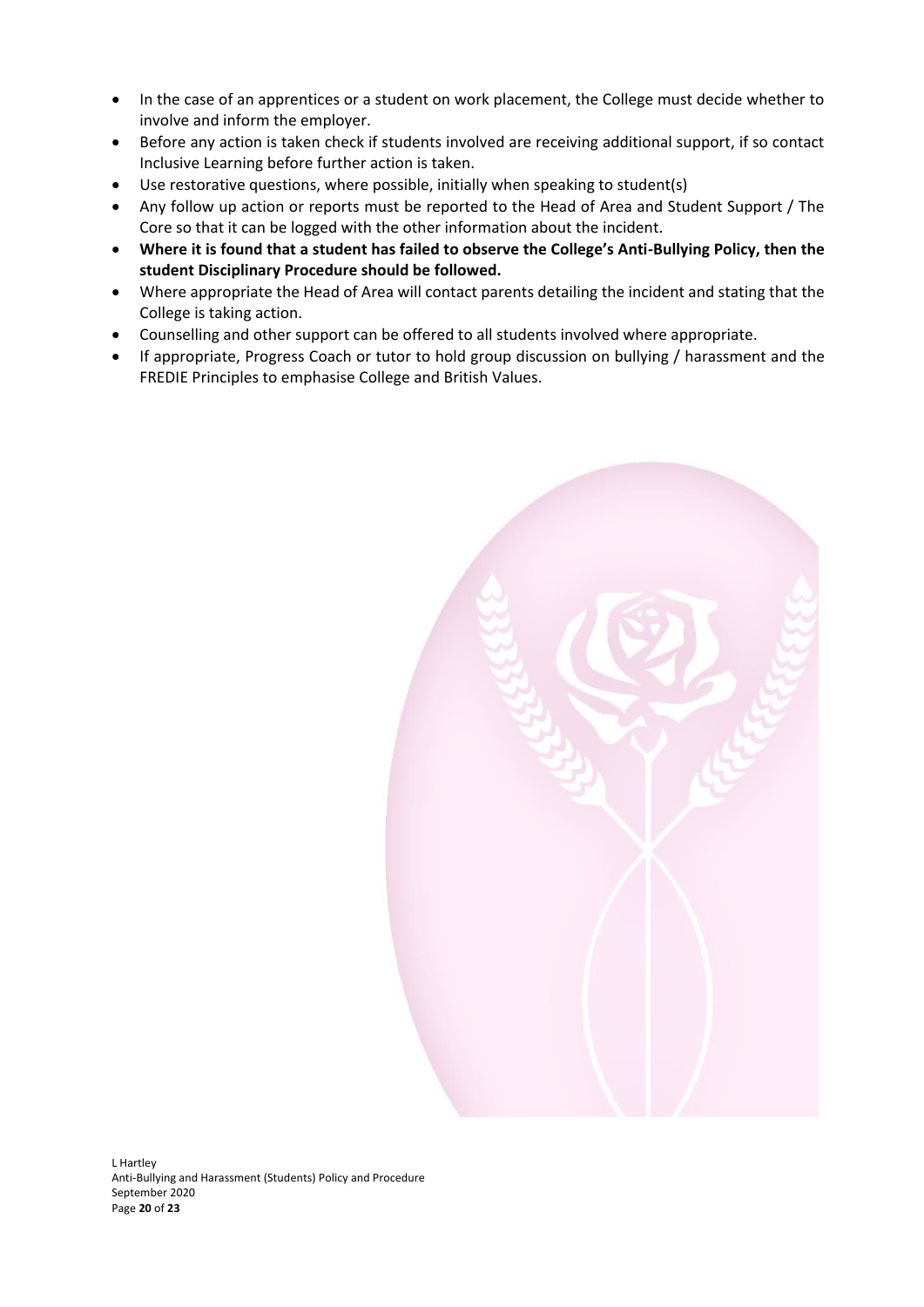- In the case of an apprentices or a student on work placement, the College must decide whether to involve and inform the employer.
- Before any action is taken check if students involved are receiving additional support, if so contact Inclusive Learning before further action is taken.
- Use restorative questions, where possible, initially when speaking to student(s)
- Any follow up action or reports must be reported to the Head of Area and Student Support / The Core so that it can be logged with the other information about the incident.
- **Where it is found that a student has failed to observe the College's Anti-Bullying Policy, then the student Disciplinary Procedure should be followed.**
- Where appropriate the Head of Area will contact parents detailing the incident and stating that the College is taking action.
- Counselling and other support can be offered to all students involved where appropriate.
- If appropriate, Progress Coach or tutor to hold group discussion on bullying / harassment and the FREDIE Principles to emphasise College and British Values.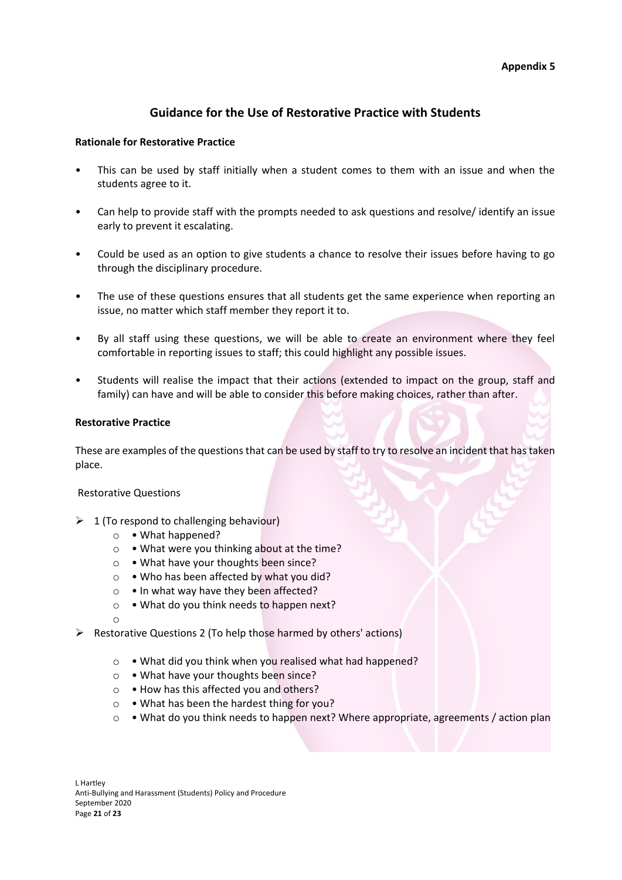**Appendix 5**

## Guidance for the Use of Restorative Practice with Students

**Rationale for Restorative Practice**

- This can be used by staff initially when a student comes to them with an issue and when the students agree to it.
- Can help to provide staff with the prompts needed to ask questions and resolve/ identify an issue early to prevent it escalating.
- Could be used as an option to give students a chance to resolve their issues before having to go through the disciplinary procedure.
- The use of these questions ensures that all students get the same experience when reporting an issue, no matter which staff member they report it to.
- By all staff using these questions, we will be able to create an environment where they feel comfortable in reporting issues to staff; this could highlight any possible issues.
- Students will realise the impact that their actions (extended to impact on the group, staff and family) can have and will be able to consider this before making choices, rather than after.

**Restorative Practice**

These are examples of the questions that can be used by staff to try to resolve an incident that has taken place.

Restorative Questions

- 1 (To respond to challenging behaviour)
  - • What happened?
  - • What were you thinking about at the time?
  - • What have your thoughts been since?
  - • Who has been affected by what you did?
  - • In what way have they been affected?
  - • What do you think needs to happen next?
- Restorative Questions 2 (To help those harmed by others' actions)
  - • What did you think when you realised what had happened?
  - • What have your thoughts been since?
  - • How has this affected you and others?
  - • What has been the hardest thing for you?
  - • What do you think needs to happen next? Where appropriate, agreements / action plan

L Hartley
Anti-Bullying and Harassment (Students) Policy and Procedure
September 2020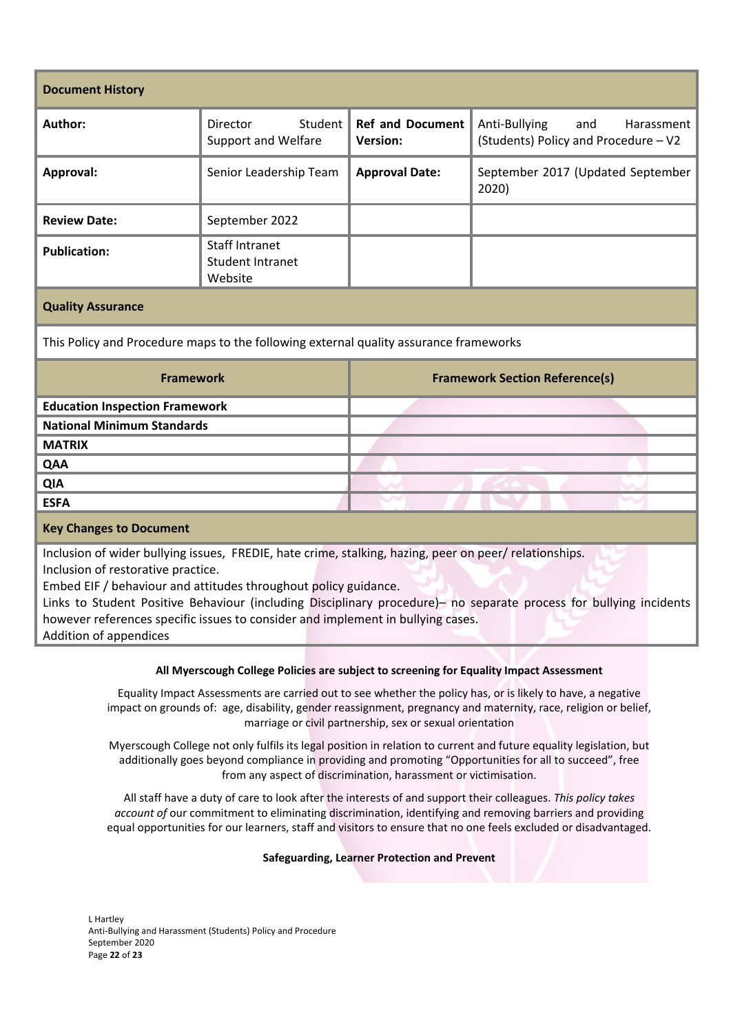| Document History | | | |
|---|---|---|---|
| **Author:** | Director Student Support and Welfare | **Ref and Document Version:** | Anti-Bullying and Harassment (Students) Policy and Procedure – V2 |
| **Approval:** | Senior Leadership Team | **Approval Date:** | September 2017 (Updated September 2020) |
| **Review Date:** | September 2022 | | |
| **Publication:** | Staff Intranet<br>Student Intranet<br>Website | | |

**Quality Assurance**

This Policy and Procedure maps to the following external quality assurance frameworks

| Framework | Framework Section Reference(s) |
|---|---|
| **Education Inspection Framework** | |
| **National Minimum Standards** | |
| **MATRIX** | |
| **QAA** | |
| **QIA** | |
| **ESFA** | |

**Key Changes to Document**

Inclusion of wider bullying issues, FREDIE, hate crime, stalking, hazing, peer on peer/ relationships.
Inclusion of restorative practice.
Embed EIF / behaviour and attitudes throughout policy guidance.
Links to Student Positive Behaviour (including Disciplinary procedure)– no separate process for bullying incidents however references specific issues to consider and implement in bullying cases.
Addition of appendices

**All Myerscough College Policies are subject to screening for Equality Impact Assessment**

Equality Impact Assessments are carried out to see whether the policy has, or is likely to have, a negative impact on grounds of: age, disability, gender reassignment, pregnancy and maternity, race, religion or belief, marriage or civil partnership, sex or sexual orientation

Myerscough College not only fulfils its legal position in relation to current and future equality legislation, but additionally goes beyond compliance in providing and promoting "Opportunities for all to succeed", free from any aspect of discrimination, harassment or victimisation.

All staff have a duty of care to look after the interests of and support their colleagues. *This policy takes account of* our commitment to eliminating discrimination, identifying and removing barriers and providing equal opportunities for our learners, staff and visitors to ensure that no one feels excluded or disadvantaged.

**Safeguarding, Learner Protection and Prevent**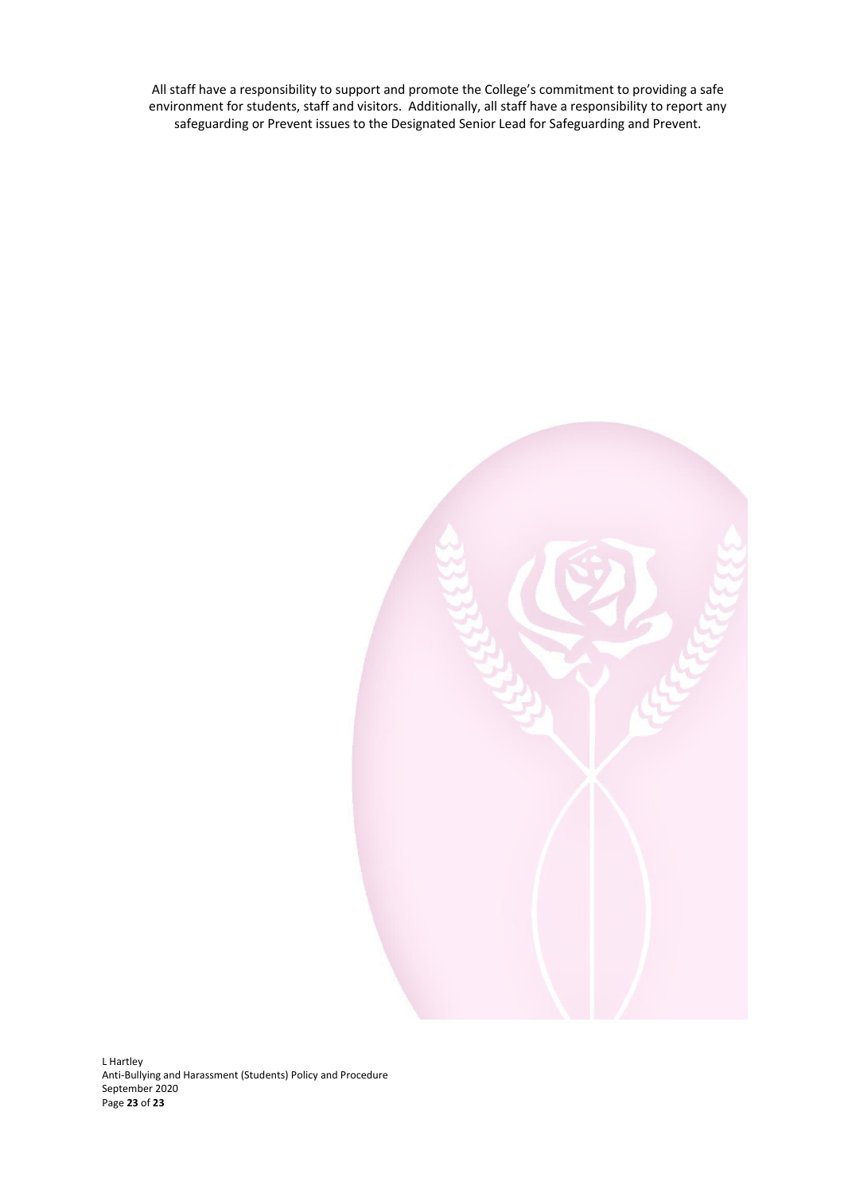All staff have a responsibility to support and promote the College's commitment to providing a safe environment for students, staff and visitors. Additionally, all staff have a responsibility to report any safeguarding or Prevent issues to the Designated Senior Lead for Safeguarding and Prevent.